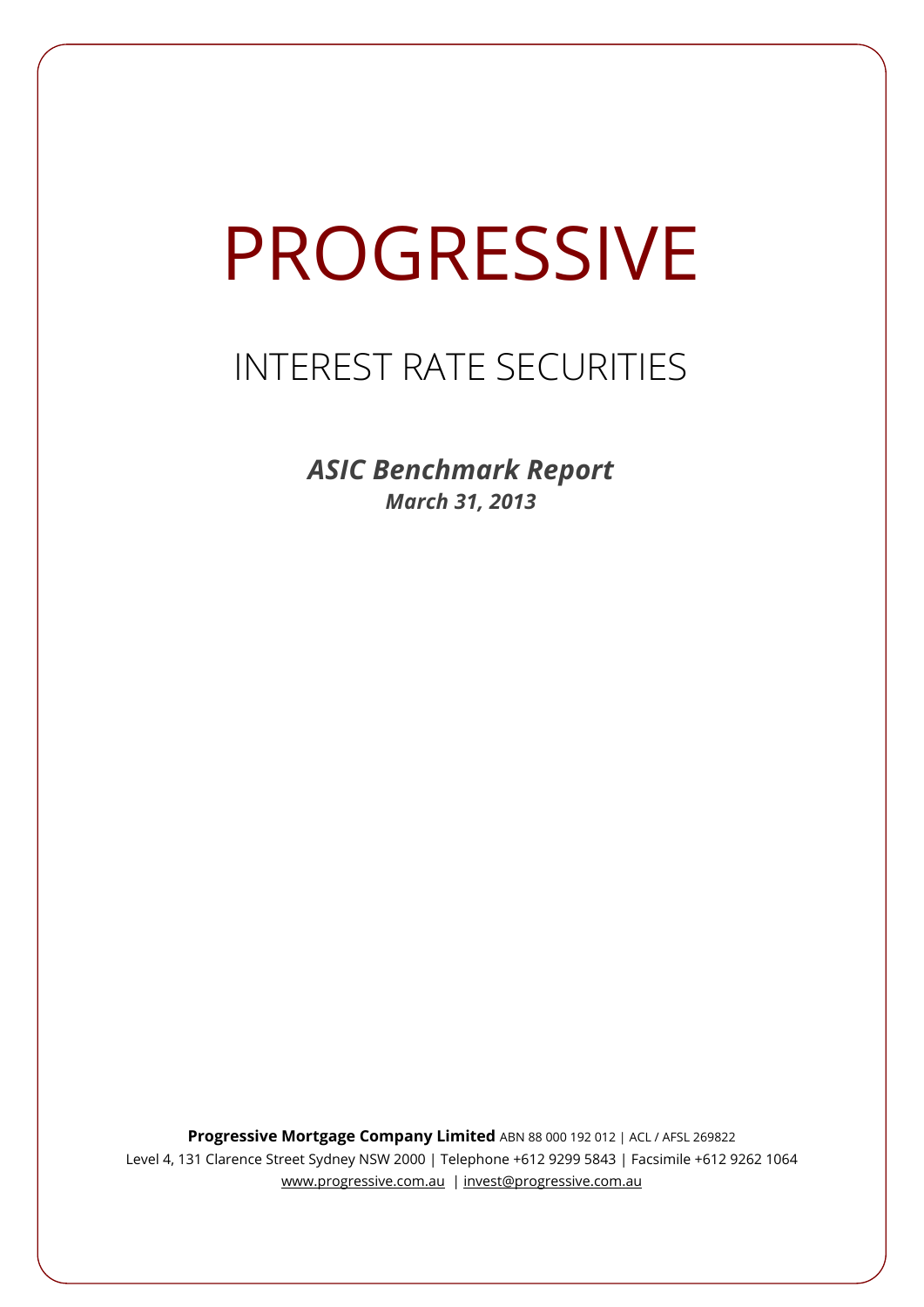# PROGRESSIVE

## INTEREST RATE SECURITIES

***ASIC Benchmark Report***

***March 31, 2013***

**Progressive Mortgage Company Limited** ABN 88 000 192 012 | ACL / AFSL 269822
Level 4, 131 Clarence Street Sydney NSW 2000 | Telephone +612 9299 5843 | Facsimile +612 9262 1064
www.progressive.com.au | invest@progressive.com.au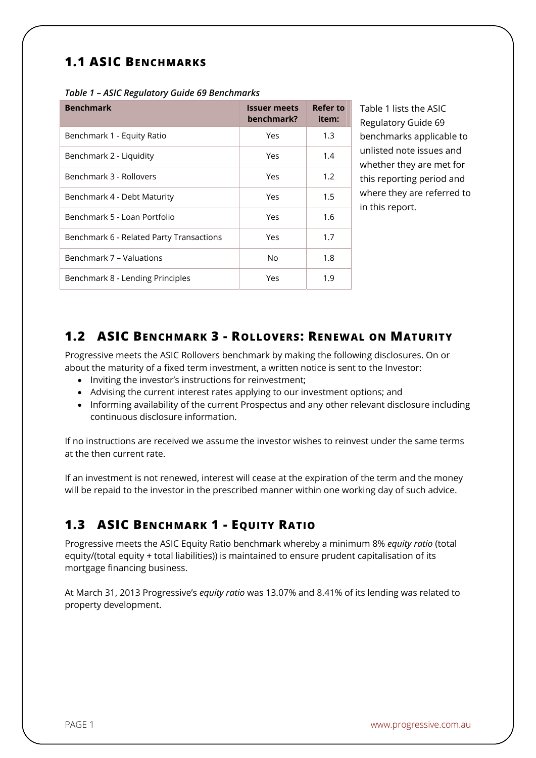## 1.1 ASIC Benchmarks

*Table 1 – ASIC Regulatory Guide 69 Benchmarks*

| Benchmark | Issuer meets benchmark? | Refer to item: |
|---|---|---|
| Benchmark 1 - Equity Ratio | Yes | 1.3 |
| Benchmark 2 - Liquidity | Yes | 1.4 |
| Benchmark 3 - Rollovers | Yes | 1.2 |
| Benchmark 4 - Debt Maturity | Yes | 1.5 |
| Benchmark 5 - Loan Portfolio | Yes | 1.6 |
| Benchmark 6 - Related Party Transactions | Yes | 1.7 |
| Benchmark 7 – Valuations | No | 1.8 |
| Benchmark 8 - Lending Principles | Yes | 1.9 |

Table 1 lists the ASIC Regulatory Guide 69 benchmarks applicable to unlisted note issues and whether they are met for this reporting period and where they are referred to in this report.

## 1.2 ASIC Benchmark 3 - Rollovers: Renewal on Maturity

Progressive meets the ASIC Rollovers benchmark by making the following disclosures. On or about the maturity of a fixed term investment, a written notice is sent to the Investor:

- Inviting the investor's instructions for reinvestment;
- Advising the current interest rates applying to our investment options; and
- Informing availability of the current Prospectus and any other relevant disclosure including continuous disclosure information.

If no instructions are received we assume the investor wishes to reinvest under the same terms at the then current rate.

If an investment is not renewed, interest will cease at the expiration of the term and the money will be repaid to the investor in the prescribed manner within one working day of such advice.

## 1.3 ASIC Benchmark 1 - Equity Ratio

Progressive meets the ASIC Equity Ratio benchmark whereby a minimum 8% *equity ratio* (total equity/(total equity + total liabilities)) is maintained to ensure prudent capitalisation of its mortgage financing business.

At March 31, 2013 Progressive's *equity ratio* was 13.07% and 8.41% of its lending was related to property development.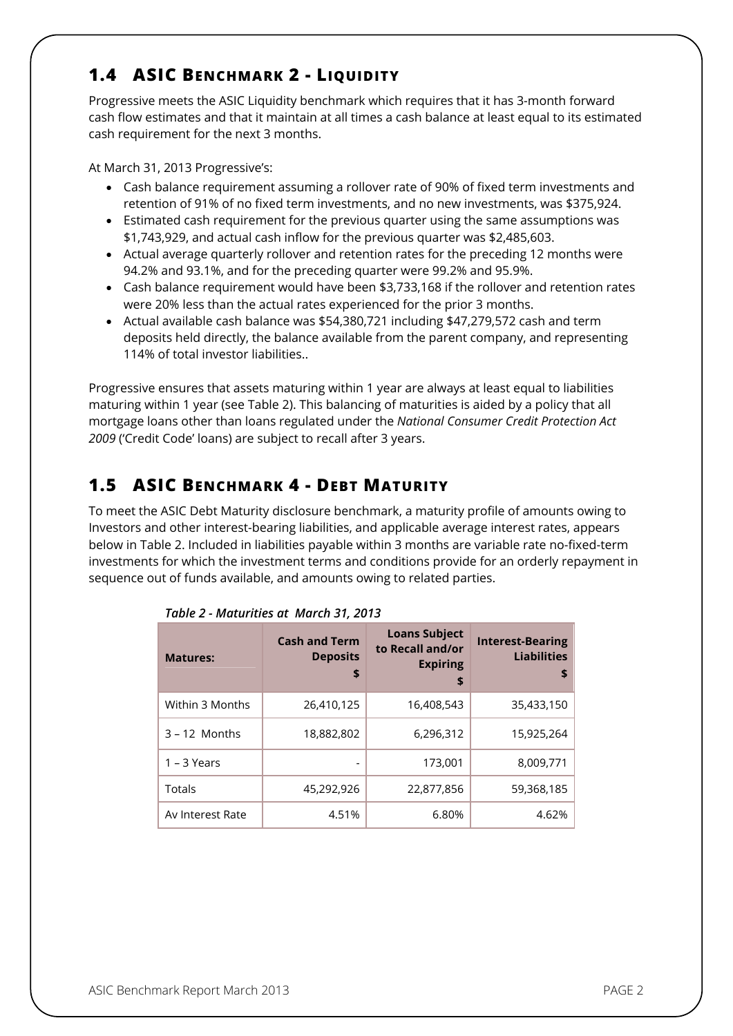## 1.4 ASIC BENCHMARK 2 - LIQUIDITY

Progressive meets the ASIC Liquidity benchmark which requires that it has 3-month forward cash flow estimates and that it maintain at all times a cash balance at least equal to its estimated cash requirement for the next 3 months.

At March 31, 2013 Progressive's:

- Cash balance requirement assuming a rollover rate of 90% of fixed term investments and retention of 91% of no fixed term investments, and no new investments, was $375,924.
- Estimated cash requirement for the previous quarter using the same assumptions was $1,743,929, and actual cash inflow for the previous quarter was $2,485,603.
- Actual average quarterly rollover and retention rates for the preceding 12 months were 94.2% and 93.1%, and for the preceding quarter were 99.2% and 95.9%.
- Cash balance requirement would have been $3,733,168 if the rollover and retention rates were 20% less than the actual rates experienced for the prior 3 months.
- Actual available cash balance was $54,380,721 including $47,279,572 cash and term deposits held directly, the balance available from the parent company, and representing 114% of total investor liabilities..

Progressive ensures that assets maturing within 1 year are always at least equal to liabilities maturing within 1 year (see Table 2). This balancing of maturities is aided by a policy that all mortgage loans other than loans regulated under the *National Consumer Credit Protection Act 2009* ('Credit Code' loans) are subject to recall after 3 years.

## 1.5 ASIC BENCHMARK 4 - DEBT MATURITY

To meet the ASIC Debt Maturity disclosure benchmark, a maturity profile of amounts owing to Investors and other interest-bearing liabilities, and applicable average interest rates, appears below in Table 2. Included in liabilities payable within 3 months are variable rate no-fixed-term investments for which the investment terms and conditions provide for an orderly repayment in sequence out of funds available, and amounts owing to related parties.

*Table 2 - Maturities at March 31, 2013*

| Matures: | Cash and Term Deposits $ | Loans Subject to Recall and/or Expiring $ | Interest-Bearing Liabilities $ |
|---|---|---|---|
| Within 3 Months | 26,410,125 | 16,408,543 | 35,433,150 |
| 3 – 12 Months | 18,882,802 | 6,296,312 | 15,925,264 |
| 1 – 3 Years | - | 173,001 | 8,009,771 |
| Totals | 45,292,926 | 22,877,856 | 59,368,185 |
| Av Interest Rate | 4.51% | 6.80% | 4.62% |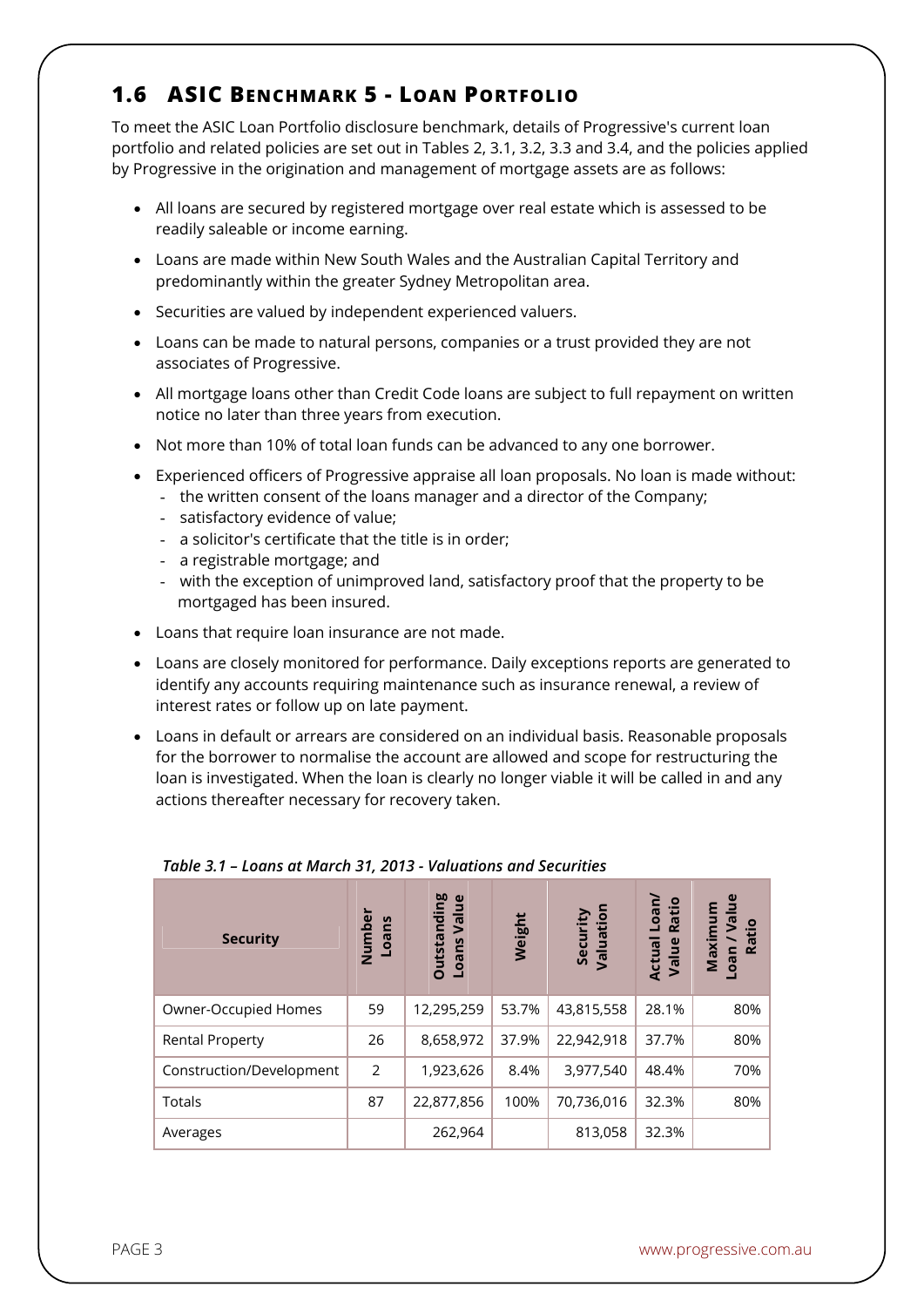## 1.6 ASIC Benchmark 5 - Loan Portfolio

To meet the ASIC Loan Portfolio disclosure benchmark, details of Progressive's current loan portfolio and related policies are set out in Tables 2, 3.1, 3.2, 3.3 and 3.4, and the policies applied by Progressive in the origination and management of mortgage assets are as follows:

- All loans are secured by registered mortgage over real estate which is assessed to be readily saleable or income earning.
- Loans are made within New South Wales and the Australian Capital Territory and predominantly within the greater Sydney Metropolitan area.
- Securities are valued by independent experienced valuers.
- Loans can be made to natural persons, companies or a trust provided they are not associates of Progressive.
- All mortgage loans other than Credit Code loans are subject to full repayment on written notice no later than three years from execution.
- Not more than 10% of total loan funds can be advanced to any one borrower.
- Experienced officers of Progressive appraise all loan proposals. No loan is made without:
  - the written consent of the loans manager and a director of the Company;
  - satisfactory evidence of value;
  - a solicitor's certificate that the title is in order;
  - a registrable mortgage; and
  - with the exception of unimproved land, satisfactory proof that the property to be mortgaged has been insured.
- Loans that require loan insurance are not made.
- Loans are closely monitored for performance. Daily exceptions reports are generated to identify any accounts requiring maintenance such as insurance renewal, a review of interest rates or follow up on late payment.
- Loans in default or arrears are considered on an individual basis. Reasonable proposals for the borrower to normalise the account are allowed and scope for restructuring the loan is investigated. When the loan is clearly no longer viable it will be called in and any actions thereafter necessary for recovery taken.

*Table 3.1 – Loans at March 31, 2013 - Valuations and Securities*

| Security | Number Loans | Outstanding Loans Value | Weight | Security Valuation | Actual Loan/ Value Ratio | Maximum Loan / Value Ratio |
|---|---|---|---|---|---|---|
| Owner-Occupied Homes | 59 | 12,295,259 | 53.7% | 43,815,558 | 28.1% | 80% |
| Rental Property | 26 | 8,658,972 | 37.9% | 22,942,918 | 37.7% | 80% |
| Construction/Development | 2 | 1,923,626 | 8.4% | 3,977,540 | 48.4% | 70% |
| Totals | 87 | 22,877,856 | 100% | 70,736,016 | 32.3% | 80% |
| Averages | | 262,964 | | 813,058 | 32.3% | |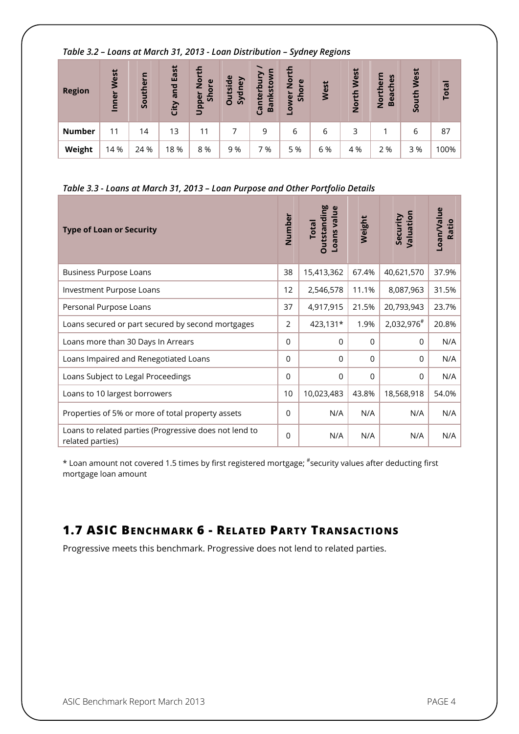*Table 3.2 – Loans at March 31, 2013 - Loan Distribution – Sydney Regions*

| Region | Inner West | Southern | City and East | Upper North Shore | Outside Sydney | Canterbury / Bankstown | Lower North Shore | West | North West | Northern Beaches | South West | Total |
|---|---|---|---|---|---|---|---|---|---|---|---|---|
| **Number** | 11 | 14 | 13 | 11 | 7 | 9 | 6 | 6 | 3 | 1 | 6 | 87 |
| **Weight** | 14 % | 24 % | 18 % | 8 % | 9 % | 7 % | 5 % | 6 % | 4 % | 2 % | 3 % | 100% |

*Table 3.3 - Loans at March 31, 2013 – Loan Purpose and Other Portfolio Details*

| Type of Loan or Security | Number | Total Outstanding Loans value | Weight | Security Valuation | Loan/Value Ratio |
|---|---|---|---|---|---|
| Business Purpose Loans | 38 | 15,413,362 | 67.4% | 40,621,570 | 37.9% |
| Investment Purpose Loans | 12 | 2,546,578 | 11.1% | 8,087,963 | 31.5% |
| Personal Purpose Loans | 37 | 4,917,915 | 21.5% | 20,793,943 | 23.7% |
| Loans secured or part secured by second mortgages | 2 | 423,131* | 1.9% | 2,032,976# | 20.8% |
| Loans more than 30 Days In Arrears | 0 | 0 | 0 | 0 | N/A |
| Loans Impaired and Renegotiated Loans | 0 | 0 | 0 | 0 | N/A |
| Loans Subject to Legal Proceedings | 0 | 0 | 0 | 0 | N/A |
| Loans to 10 largest borrowers | 10 | 10,023,483 | 43.8% | 18,568,918 | 54.0% |
| Properties of 5% or more of total property assets | 0 | N/A | N/A | N/A | N/A |
| Loans to related parties (Progressive does not lend to related parties) | 0 | N/A | N/A | N/A | N/A |

* Loan amount not covered 1.5 times by first registered mortgage; #security values after deducting first mortgage loan amount

## 1.7 ASIC Benchmark 6 - Related Party Transactions

Progressive meets this benchmark. Progressive does not lend to related parties.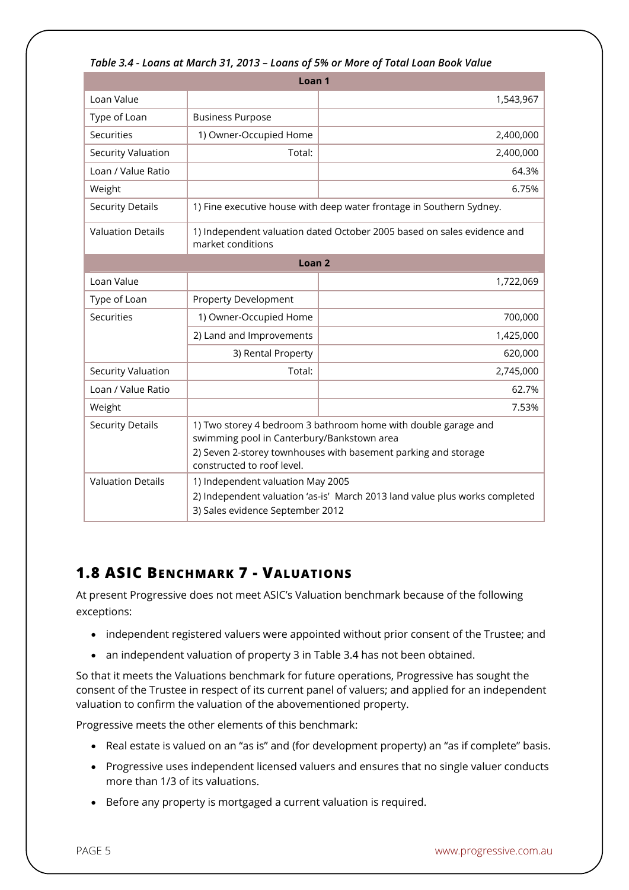*Table 3.4 - Loans at March 31, 2013 – Loans of 5% or More of Total Loan Book Value*

| Loan 1 | | |
|---|---|---|
| Loan Value | | 1,543,967 |
| Type of Loan | Business Purpose | |
| Securities | 1) Owner-Occupied Home | 2,400,000 |
| Security Valuation | Total: | 2,400,000 |
| Loan / Value Ratio | | 64.3% |
| Weight | | 6.75% |
| Security Details | 1) Fine executive house with deep water frontage in Southern Sydney. | |
| Valuation Details | 1) Independent valuation dated October 2005 based on sales evidence and market conditions | |
| **Loan 2** | | |
| Loan Value | | 1,722,069 |
| Type of Loan | Property Development | |
| Securities | 1) Owner-Occupied Home | 700,000 |
| | 2) Land and Improvements | 1,425,000 |
| | 3) Rental Property | 620,000 |
| Security Valuation | Total: | 2,745,000 |
| Loan / Value Ratio | | 62.7% |
| Weight | | 7.53% |
| Security Details | 1) Two storey 4 bedroom 3 bathroom home with double garage and swimming pool in Canterbury/Bankstown area<br>2) Seven 2-storey townhouses with basement parking and storage constructed to roof level. | |
| Valuation Details | 1) Independent valuation May 2005<br>2) Independent valuation 'as-is' March 2013 land value plus works completed<br>3) Sales evidence September 2012 | |

## 1.8 ASIC Benchmark 7 - Valuations

At present Progressive does not meet ASIC's Valuation benchmark because of the following exceptions:

- independent registered valuers were appointed without prior consent of the Trustee; and
- an independent valuation of property 3 in Table 3.4 has not been obtained.

So that it meets the Valuations benchmark for future operations, Progressive has sought the consent of the Trustee in respect of its current panel of valuers; and applied for an independent valuation to confirm the valuation of the abovementioned property.

Progressive meets the other elements of this benchmark:

- Real estate is valued on an "as is" and (for development property) an "as if complete" basis.
- Progressive uses independent licensed valuers and ensures that no single valuer conducts more than 1/3 of its valuations.
- Before any property is mortgaged a current valuation is required.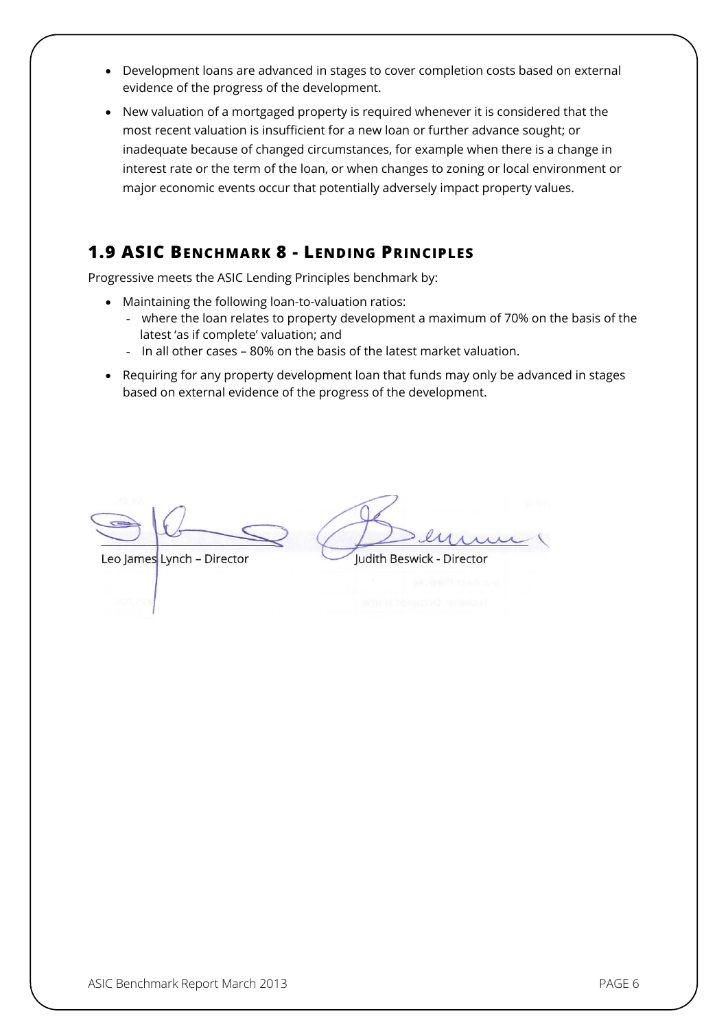- Development loans are advanced in stages to cover completion costs based on external evidence of the progress of the development.
- New valuation of a mortgaged property is required whenever it is considered that the most recent valuation is insufficient for a new loan or further advance sought; or inadequate because of changed circumstances, for example when there is a change in interest rate or the term of the loan, or when changes to zoning or local environment or major economic events occur that potentially adversely impact property values.

## 1.9 ASIC BENCHMARK 8 - LENDING PRINCIPLES

Progressive meets the ASIC Lending Principles benchmark by:

- Maintaining the following loan-to-valuation ratios:
  - where the loan relates to property development a maximum of 70% on the basis of the latest 'as if complete' valuation; and
  - In all other cases – 80% on the basis of the latest market valuation.
- Requiring for any property development loan that funds may only be advanced in stages based on external evidence of the progress of the development.

Leo James Lynch – Director

Judith Beswick - Director